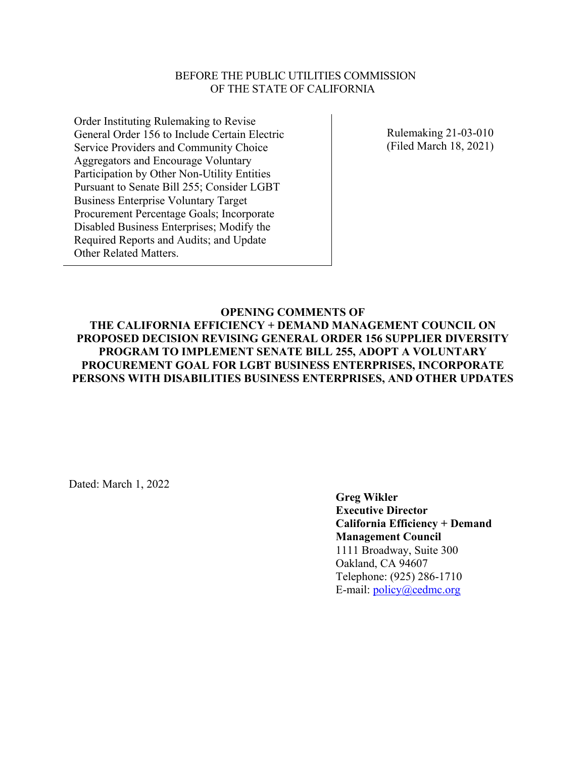BEFORE THE PUBLIC UTILITIES COMMISSION
OF THE STATE OF CALIFORNIA

| Order Instituting Rulemaking to Revise General Order 156 to Include Certain Electric Service Providers and Community Choice Aggregators and Encourage Voluntary Participation by Other Non-Utility Entities Pursuant to Senate Bill 255; Consider LGBT Business Enterprise Voluntary Target Procurement Percentage Goals; Incorporate Disabled Business Enterprises; Modify the Required Reports and Audits; and Update Other Related Matters. | Rulemaking 21-03-010 (Filed March 18, 2021) |
|---|---|

**OPENING COMMENTS OF THE CALIFORNIA EFFICIENCY + DEMAND MANAGEMENT COUNCIL ON PROPOSED DECISION REVISING GENERAL ORDER 156 SUPPLIER DIVERSITY PROGRAM TO IMPLEMENT SENATE BILL 255, ADOPT A VOLUNTARY PROCUREMENT GOAL FOR LGBT BUSINESS ENTERPRISES, INCORPORATE PERSONS WITH DISABILITIES BUSINESS ENTERPRISES, AND OTHER UPDATES**

Dated: March 1, 2022

**Greg Wikler**
**Executive Director**
**California Efficiency + Demand Management Council**
1111 Broadway, Suite 300
Oakland, CA 94607
Telephone: (925) 286-1710
E-mail: policy@cedmc.org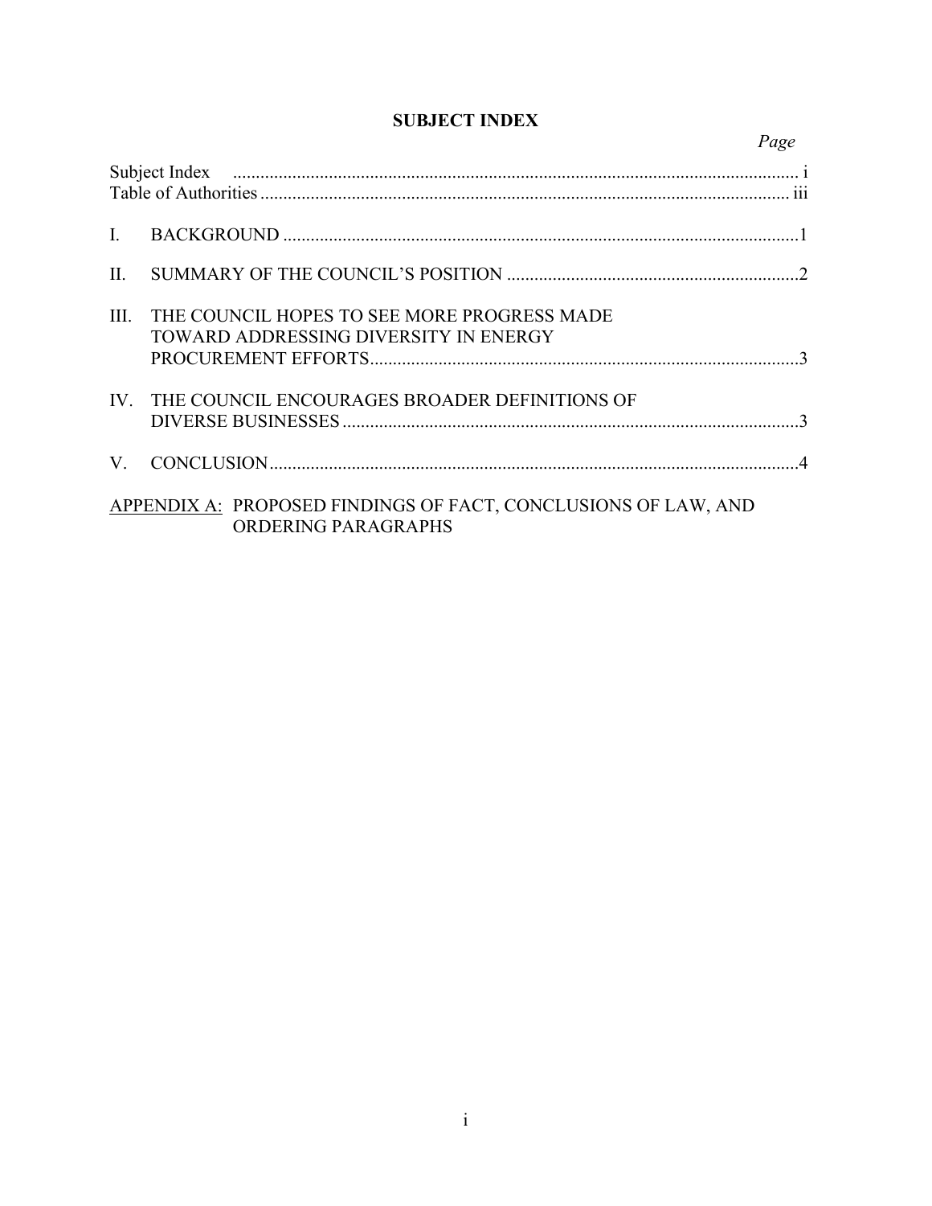# SUBJECT INDEX

| | | Page |
|---|---|---|
| Subject Index | | i |
| Table of Authorities | | iii |
| I. | BACKGROUND | 1 |
| II. | SUMMARY OF THE COUNCIL'S POSITION | 2 |
| III. | THE COUNCIL HOPES TO SEE MORE PROGRESS MADE TOWARD ADDRESSING DIVERSITY IN ENERGY PROCUREMENT EFFORTS | 3 |
| IV. | THE COUNCIL ENCOURAGES BROADER DEFINITIONS OF DIVERSE BUSINESSES | 3 |
| V. | CONCLUSION | 4 |

APPENDIX A: PROPOSED FINDINGS OF FACT, CONCLUSIONS OF LAW, AND ORDERING PARAGRAPHS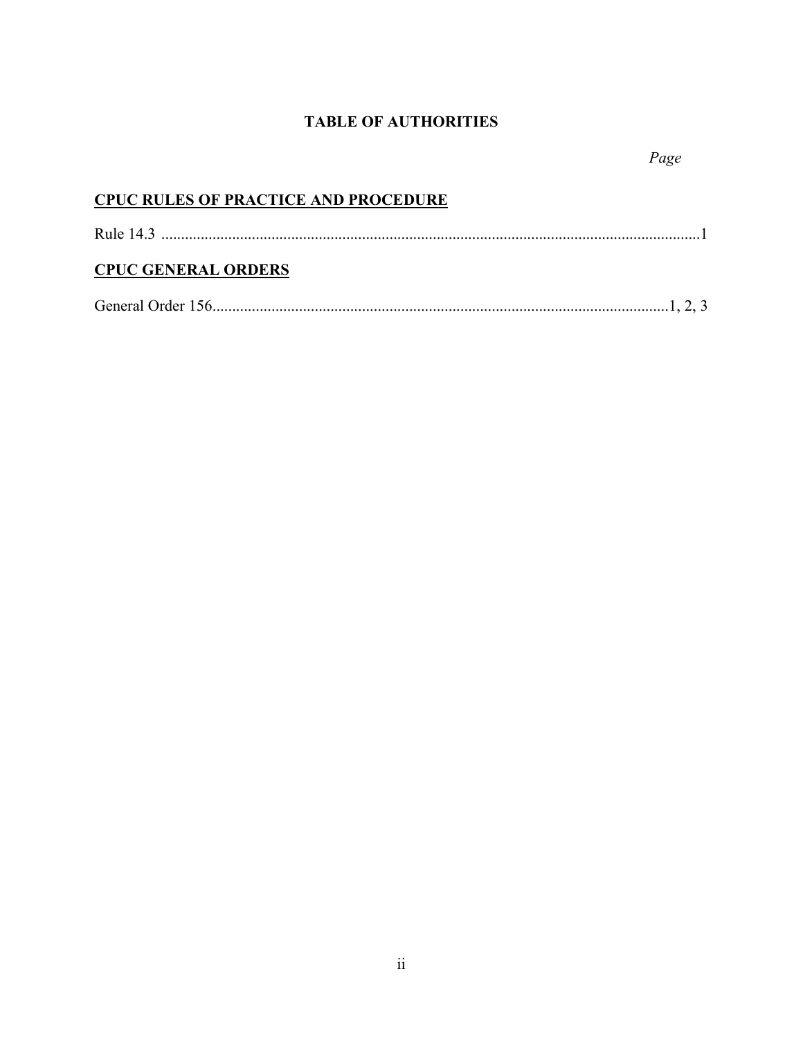# TABLE OF AUTHORITIES

*Page*

**<u>CPUC RULES OF PRACTICE AND PROCEDURE</u>**

Rule 14.3 ............................................................................................................................1

**<u>CPUC GENERAL ORDERS</u>**

General Order 156.....................................................................................................1, 2, 3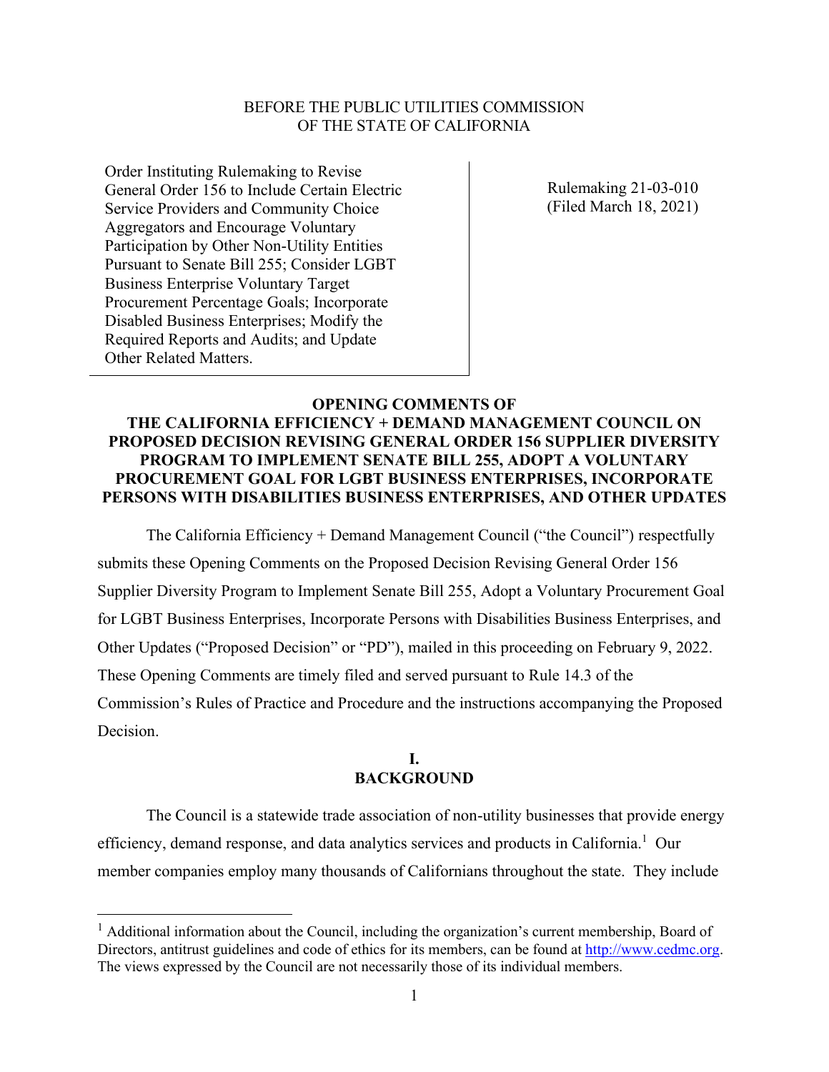BEFORE THE PUBLIC UTILITIES COMMISSION
OF THE STATE OF CALIFORNIA

| Order Instituting Rulemaking to Revise General Order 156 to Include Certain Electric Service Providers and Community Choice Aggregators and Encourage Voluntary Participation by Other Non-Utility Entities Pursuant to Senate Bill 255; Consider LGBT Business Enterprise Voluntary Target Procurement Percentage Goals; Incorporate Disabled Business Enterprises; Modify the Required Reports and Audits; and Update Other Related Matters. | Rulemaking 21-03-010 (Filed March 18, 2021) |
|---|---|

**OPENING COMMENTS OF THE CALIFORNIA EFFICIENCY + DEMAND MANAGEMENT COUNCIL ON PROPOSED DECISION REVISING GENERAL ORDER 156 SUPPLIER DIVERSITY PROGRAM TO IMPLEMENT SENATE BILL 255, ADOPT A VOLUNTARY PROCUREMENT GOAL FOR LGBT BUSINESS ENTERPRISES, INCORPORATE PERSONS WITH DISABILITIES BUSINESS ENTERPRISES, AND OTHER UPDATES**

The California Efficiency + Demand Management Council ("the Council") respectfully submits these Opening Comments on the Proposed Decision Revising General Order 156 Supplier Diversity Program to Implement Senate Bill 255, Adopt a Voluntary Procurement Goal for LGBT Business Enterprises, Incorporate Persons with Disabilities Business Enterprises, and Other Updates ("Proposed Decision" or "PD"), mailed in this proceeding on February 9, 2022. These Opening Comments are timely filed and served pursuant to Rule 14.3 of the Commission's Rules of Practice and Procedure and the instructions accompanying the Proposed Decision.

## I. BACKGROUND

The Council is a statewide trade association of non-utility businesses that provide energy efficiency, demand response, and data analytics services and products in California.[1] Our member companies employ many thousands of Californians throughout the state. They include

[1] Additional information about the Council, including the organization's current membership, Board of Directors, antitrust guidelines and code of ethics for its members, can be found at http://www.cedmc.org. The views expressed by the Council are not necessarily those of its individual members.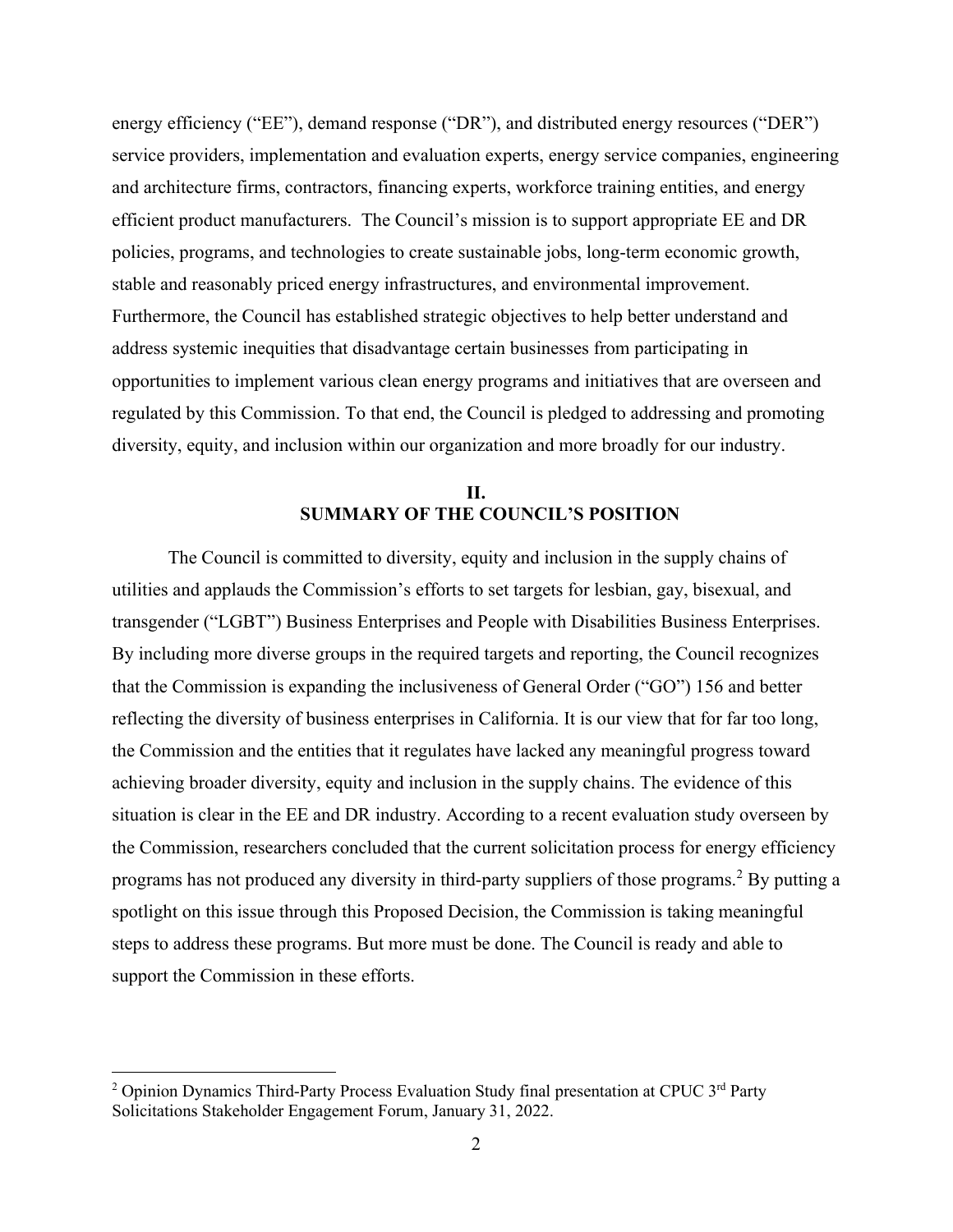energy efficiency ("EE"), demand response ("DR"), and distributed energy resources ("DER") service providers, implementation and evaluation experts, energy service companies, engineering and architecture firms, contractors, financing experts, workforce training entities, and energy efficient product manufacturers. The Council's mission is to support appropriate EE and DR policies, programs, and technologies to create sustainable jobs, long-term economic growth, stable and reasonably priced energy infrastructures, and environmental improvement. Furthermore, the Council has established strategic objectives to help better understand and address systemic inequities that disadvantage certain businesses from participating in opportunities to implement various clean energy programs and initiatives that are overseen and regulated by this Commission. To that end, the Council is pledged to addressing and promoting diversity, equity, and inclusion within our organization and more broadly for our industry.

## II.
## SUMMARY OF THE COUNCIL'S POSITION

The Council is committed to diversity, equity and inclusion in the supply chains of utilities and applauds the Commission's efforts to set targets for lesbian, gay, bisexual, and transgender ("LGBT") Business Enterprises and People with Disabilities Business Enterprises. By including more diverse groups in the required targets and reporting, the Council recognizes that the Commission is expanding the inclusiveness of General Order ("GO") 156 and better reflecting the diversity of business enterprises in California. It is our view that for far too long, the Commission and the entities that it regulates have lacked any meaningful progress toward achieving broader diversity, equity and inclusion in the supply chains. The evidence of this situation is clear in the EE and DR industry. According to a recent evaluation study overseen by the Commission, researchers concluded that the current solicitation process for energy efficiency programs has not produced any diversity in third-party suppliers of those programs.[2] By putting a spotlight on this issue through this Proposed Decision, the Commission is taking meaningful steps to address these programs. But more must be done. The Council is ready and able to support the Commission in these efforts.

---

[2] Opinion Dynamics Third-Party Process Evaluation Study final presentation at CPUC 3rd Party Solicitations Stakeholder Engagement Forum, January 31, 2022.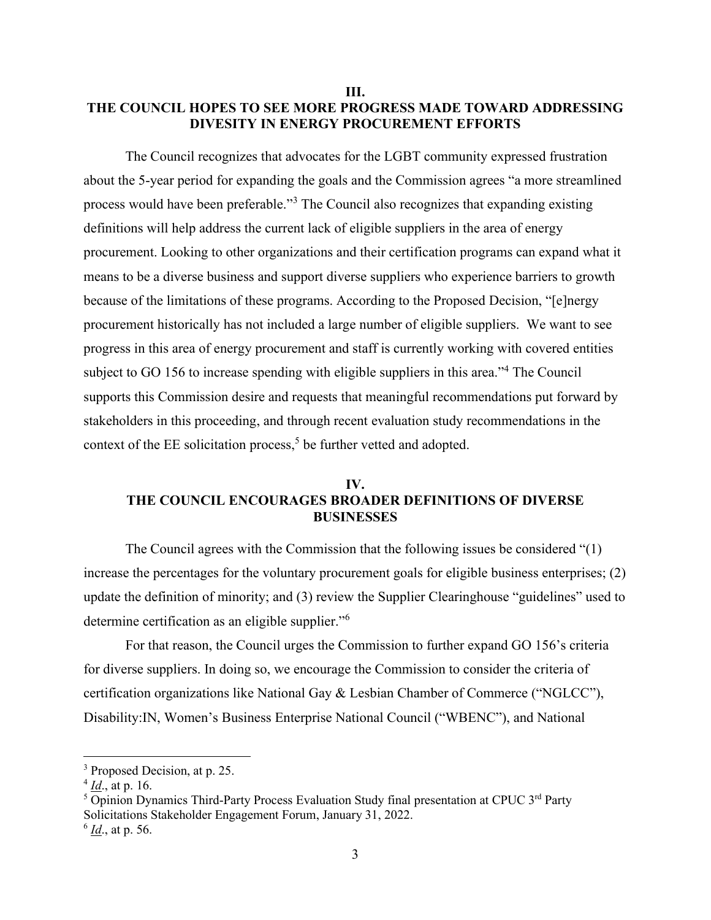## III.
## THE COUNCIL HOPES TO SEE MORE PROGRESS MADE TOWARD ADDRESSING DIVESITY IN ENERGY PROCUREMENT EFFORTS

The Council recognizes that advocates for the LGBT community expressed frustration about the 5-year period for expanding the goals and the Commission agrees "a more streamlined process would have been preferable."[3] The Council also recognizes that expanding existing definitions will help address the current lack of eligible suppliers in the area of energy procurement. Looking to other organizations and their certification programs can expand what it means to be a diverse business and support diverse suppliers who experience barriers to growth because of the limitations of these programs. According to the Proposed Decision, "[e]nergy procurement historically has not included a large number of eligible suppliers. We want to see progress in this area of energy procurement and staff is currently working with covered entities subject to GO 156 to increase spending with eligible suppliers in this area."[4] The Council supports this Commission desire and requests that meaningful recommendations put forward by stakeholders in this proceeding, and through recent evaluation study recommendations in the context of the EE solicitation process,[5] be further vetted and adopted.

## IV.
## THE COUNCIL ENCOURAGES BROADER DEFINITIONS OF DIVERSE BUSINESSES

The Council agrees with the Commission that the following issues be considered "(1) increase the percentages for the voluntary procurement goals for eligible business enterprises; (2) update the definition of minority; and (3) review the Supplier Clearinghouse "guidelines" used to determine certification as an eligible supplier."[6]

For that reason, the Council urges the Commission to further expand GO 156's criteria for diverse suppliers. In doing so, we encourage the Commission to consider the criteria of certification organizations like National Gay & Lesbian Chamber of Commerce ("NGLCC"), Disability:IN, Women's Business Enterprise National Council ("WBENC"), and National

---

[3] Proposed Decision, at p. 25.

[4] *Id*., at p. 16.

[5] Opinion Dynamics Third-Party Process Evaluation Study final presentation at CPUC 3rd Party Solicitations Stakeholder Engagement Forum, January 31, 2022.

[6] *Id*., at p. 56.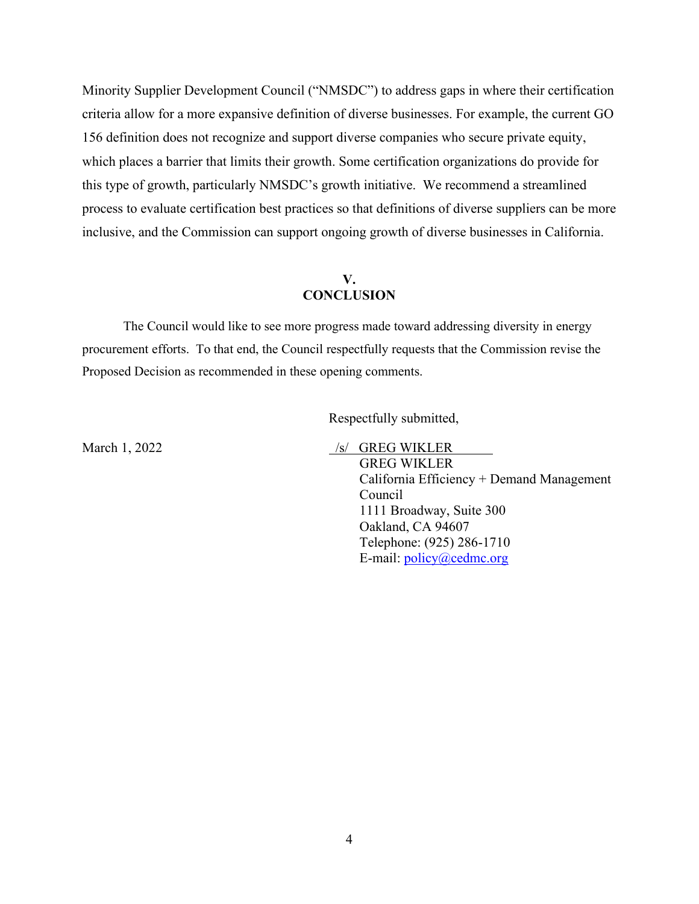Minority Supplier Development Council ("NMSDC") to address gaps in where their certification criteria allow for a more expansive definition of diverse businesses. For example, the current GO 156 definition does not recognize and support diverse companies who secure private equity, which places a barrier that limits their growth. Some certification organizations do provide for this type of growth, particularly NMSDC's growth initiative. We recommend a streamlined process to evaluate certification best practices so that definitions of diverse suppliers can be more inclusive, and the Commission can support ongoing growth of diverse businesses in California.

## V.
## CONCLUSION

The Council would like to see more progress made toward addressing diversity in energy procurement efforts. To that end, the Council respectfully requests that the Commission revise the Proposed Decision as recommended in these opening comments.

Respectfully submitted,

March 1, 2022

/s/ GREG WIKLER

GREG WIKLER
California Efficiency + Demand Management Council
1111 Broadway, Suite 300
Oakland, CA 94607
Telephone: (925) 286-1710
E-mail: policy@cedmc.org